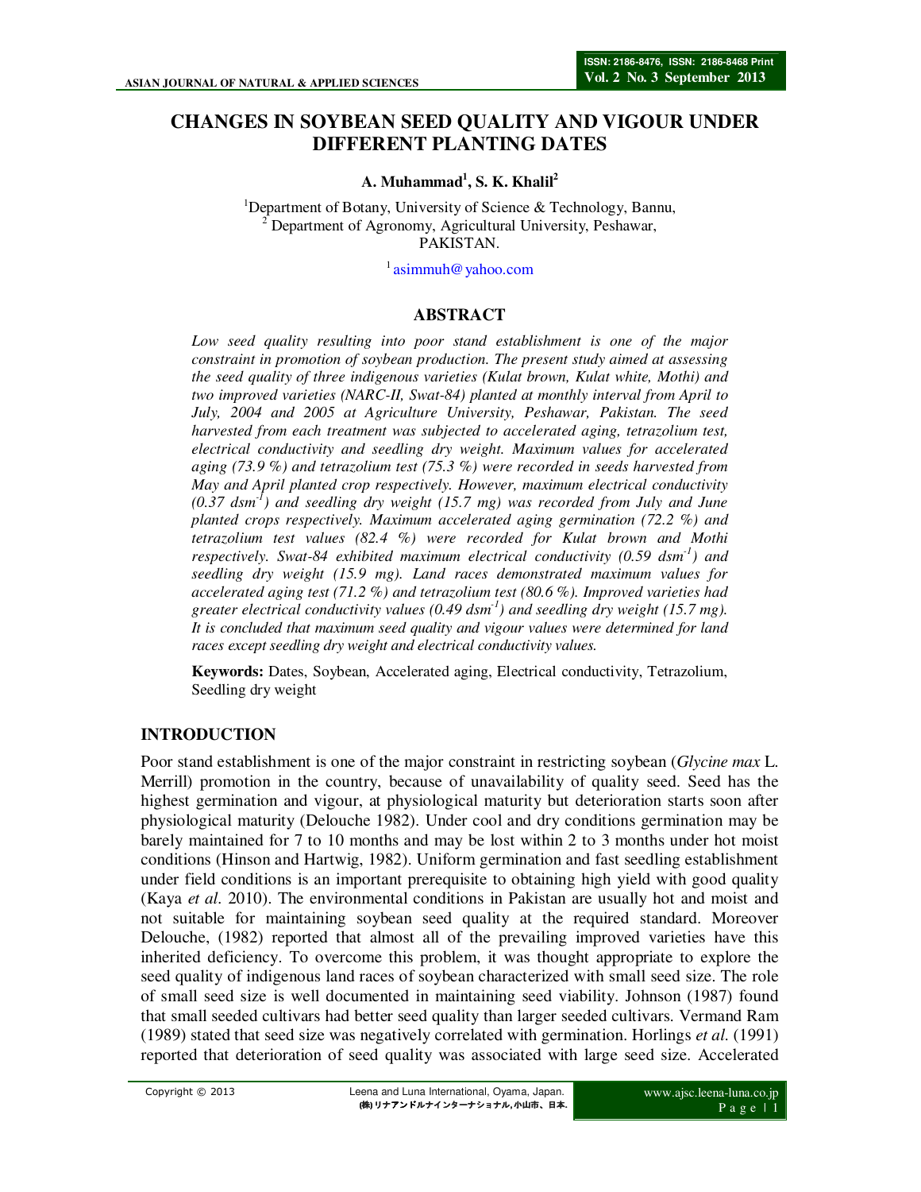# CHANGES IN SOYBEAN SEED QUALITY AND VIGOUR UNDER DIFFERENT PLANTING DATES

**A. Muhammad[1], S. K. Khalil[2]**

[1]Department of Botany, University of Science & Technology, Bannu,
[2] Department of Agronomy, Agricultural University, Peshawar,
PAKISTAN.

[1] asimmuh@yahoo.com

## ABSTRACT

*Low seed quality resulting into poor stand establishment is one of the major constraint in promotion of soybean production. The present study aimed at assessing the seed quality of three indigenous varieties (Kulat brown, Kulat white, Mothi) and two improved varieties (NARC-II, Swat-84) planted at monthly interval from April to July, 2004 and 2005 at Agriculture University, Peshawar, Pakistan. The seed harvested from each treatment was subjected to accelerated aging, tetrazolium test, electrical conductivity and seedling dry weight. Maximum values for accelerated aging (73.9 %) and tetrazolium test (75.3 %) were recorded in seeds harvested from May and April planted crop respectively. However, maximum electrical conductivity (0.37 dsm$^{-1}$) and seedling dry weight (15.7 mg) was recorded from July and June planted crops respectively. Maximum accelerated aging germination (72.2 %) and tetrazolium test values (82.4 %) were recorded for Kulat brown and Mothi respectively. Swat-84 exhibited maximum electrical conductivity (0.59 dsm$^{-1}$) and seedling dry weight (15.9 mg). Land races demonstrated maximum values for accelerated aging test (71.2 %) and tetrazolium test (80.6 %). Improved varieties had greater electrical conductivity values (0.49 dsm$^{-1}$) and seedling dry weight (15.7 mg). It is concluded that maximum seed quality and vigour values were determined for land races except seedling dry weight and electrical conductivity values.*

**Keywords:** Dates, Soybean, Accelerated aging, Electrical conductivity, Tetrazolium, Seedling dry weight

## INTRODUCTION

Poor stand establishment is one of the major constraint in restricting soybean (*Glycine max* L. Merrill) promotion in the country, because of unavailability of quality seed. Seed has the highest germination and vigour, at physiological maturity but deterioration starts soon after physiological maturity (Delouche 1982). Under cool and dry conditions germination may be barely maintained for 7 to 10 months and may be lost within 2 to 3 months under hot moist conditions (Hinson and Hartwig, 1982). Uniform germination and fast seedling establishment under field conditions is an important prerequisite to obtaining high yield with good quality (Kaya *et al*. 2010). The environmental conditions in Pakistan are usually hot and moist and not suitable for maintaining soybean seed quality at the required standard. Moreover Delouche, (1982) reported that almost all of the prevailing improved varieties have this inherited deficiency. To overcome this problem, it was thought appropriate to explore the seed quality of indigenous land races of soybean characterized with small seed size. The role of small seed size is well documented in maintaining seed viability. Johnson (1987) found that small seeded cultivars had better seed quality than larger seeded cultivars. Vermand Ram (1989) stated that seed size was negatively correlated with germination. Horlings *et al*. (1991) reported that deterioration of seed quality was associated with large seed size. Accelerated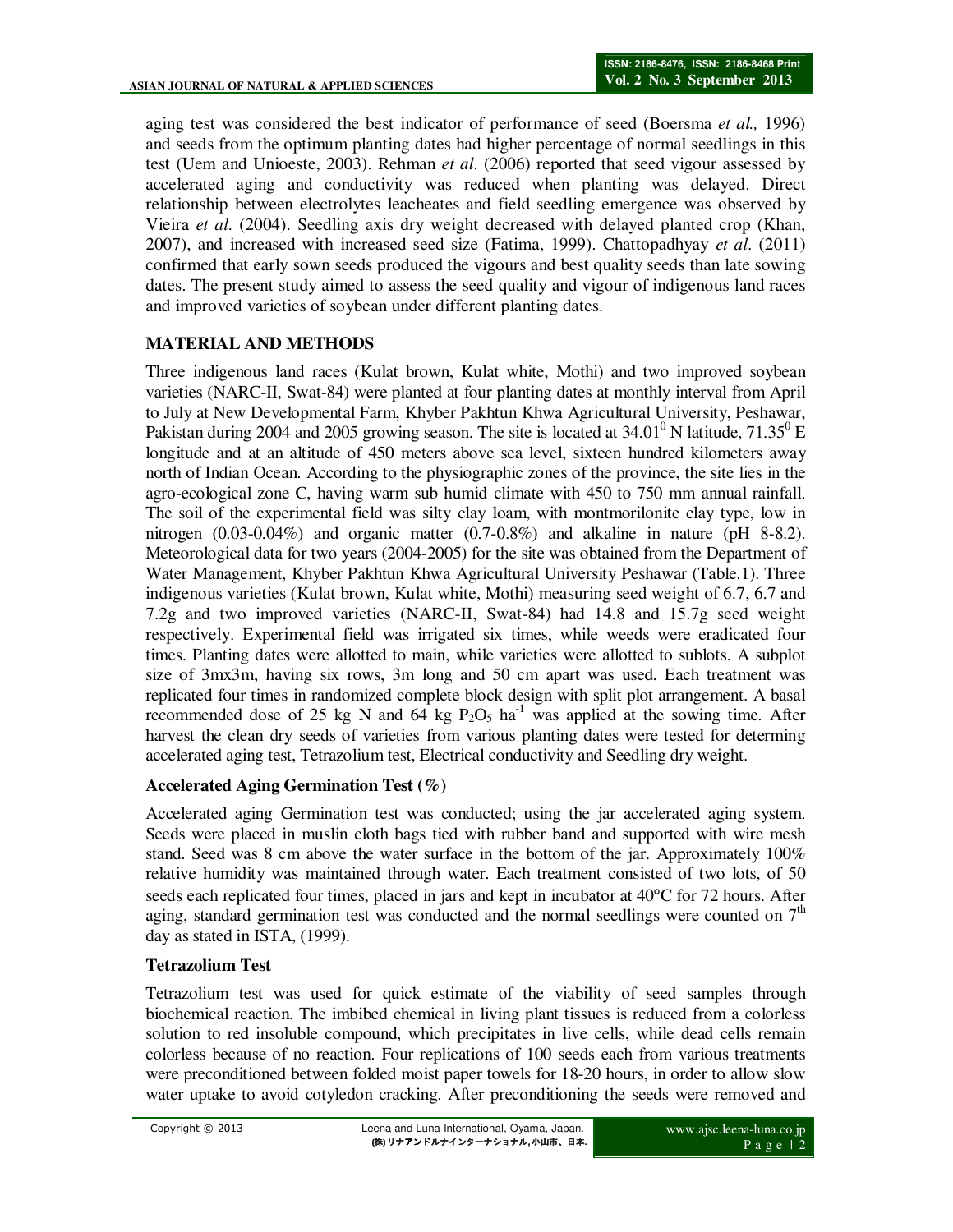aging test was considered the best indicator of performance of seed (Boersma *et al.,* 1996) and seeds from the optimum planting dates had higher percentage of normal seedlings in this test (Uem and Unioeste, 2003). Rehman *et al*. (2006) reported that seed vigour assessed by accelerated aging and conductivity was reduced when planting was delayed. Direct relationship between electrolytes leacheates and field seedling emergence was observed by Vieira *et al*. (2004). Seedling axis dry weight decreased with delayed planted crop (Khan, 2007), and increased with increased seed size (Fatima, 1999). Chattopadhyay *et al*. (2011) confirmed that early sown seeds produced the vigours and best quality seeds than late sowing dates. The present study aimed to assess the seed quality and vigour of indigenous land races and improved varieties of soybean under different planting dates.

## MATERIAL AND METHODS

Three indigenous land races (Kulat brown, Kulat white, Mothi) and two improved soybean varieties (NARC-II, Swat-84) were planted at four planting dates at monthly interval from April to July at New Developmental Farm, Khyber Pakhtun Khwa Agricultural University, Peshawar, Pakistan during 2004 and 2005 growing season. The site is located at $34.01^0$ N latitude, $71.35^0$ E longitude and at an altitude of 450 meters above sea level, sixteen hundred kilometers away north of Indian Ocean. According to the physiographic zones of the province, the site lies in the agro-ecological zone C, having warm sub humid climate with 450 to 750 mm annual rainfall. The soil of the experimental field was silty clay loam, with montmorilonite clay type, low in nitrogen (0.03-0.04%) and organic matter (0.7-0.8%) and alkaline in nature (pH 8-8.2). Meteorological data for two years (2004-2005) for the site was obtained from the Department of Water Management, Khyber Pakhtun Khwa Agricultural University Peshawar (Table.1). Three indigenous varieties (Kulat brown, Kulat white, Mothi) measuring seed weight of 6.7, 6.7 and 7.2g and two improved varieties (NARC-II, Swat-84) had 14.8 and 15.7g seed weight respectively. Experimental field was irrigated six times, while weeds were eradicated four times. Planting dates were allotted to main, while varieties were allotted to sublots. A subplot size of 3mx3m, having six rows, 3m long and 50 cm apart was used. Each treatment was replicated four times in randomized complete block design with split plot arrangement. A basal recommended dose of 25 kg N and 64 kg $P_2O_5$ $ha^{-1}$ was applied at the sowing time. After harvest the clean dry seeds of varieties from various planting dates were tested for determing accelerated aging test, Tetrazolium test, Electrical conductivity and Seedling dry weight.

### Accelerated Aging Germination Test (%)

Accelerated aging Germination test was conducted; using the jar accelerated aging system. Seeds were placed in muslin cloth bags tied with rubber band and supported with wire mesh stand. Seed was 8 cm above the water surface in the bottom of the jar. Approximately 100% relative humidity was maintained through water. Each treatment consisted of two lots, of 50 seeds each replicated four times, placed in jars and kept in incubator at 40°C for 72 hours. After aging, standard germination test was conducted and the normal seedlings were counted on $7^{th}$ day as stated in ISTA, (1999).

### Tetrazolium Test

Tetrazolium test was used for quick estimate of the viability of seed samples through biochemical reaction. The imbibed chemical in living plant tissues is reduced from a colorless solution to red insoluble compound, which precipitates in live cells, while dead cells remain colorless because of no reaction. Four replications of 100 seeds each from various treatments were preconditioned between folded moist paper towels for 18-20 hours, in order to allow slow water uptake to avoid cotyledon cracking. After preconditioning the seeds were removed and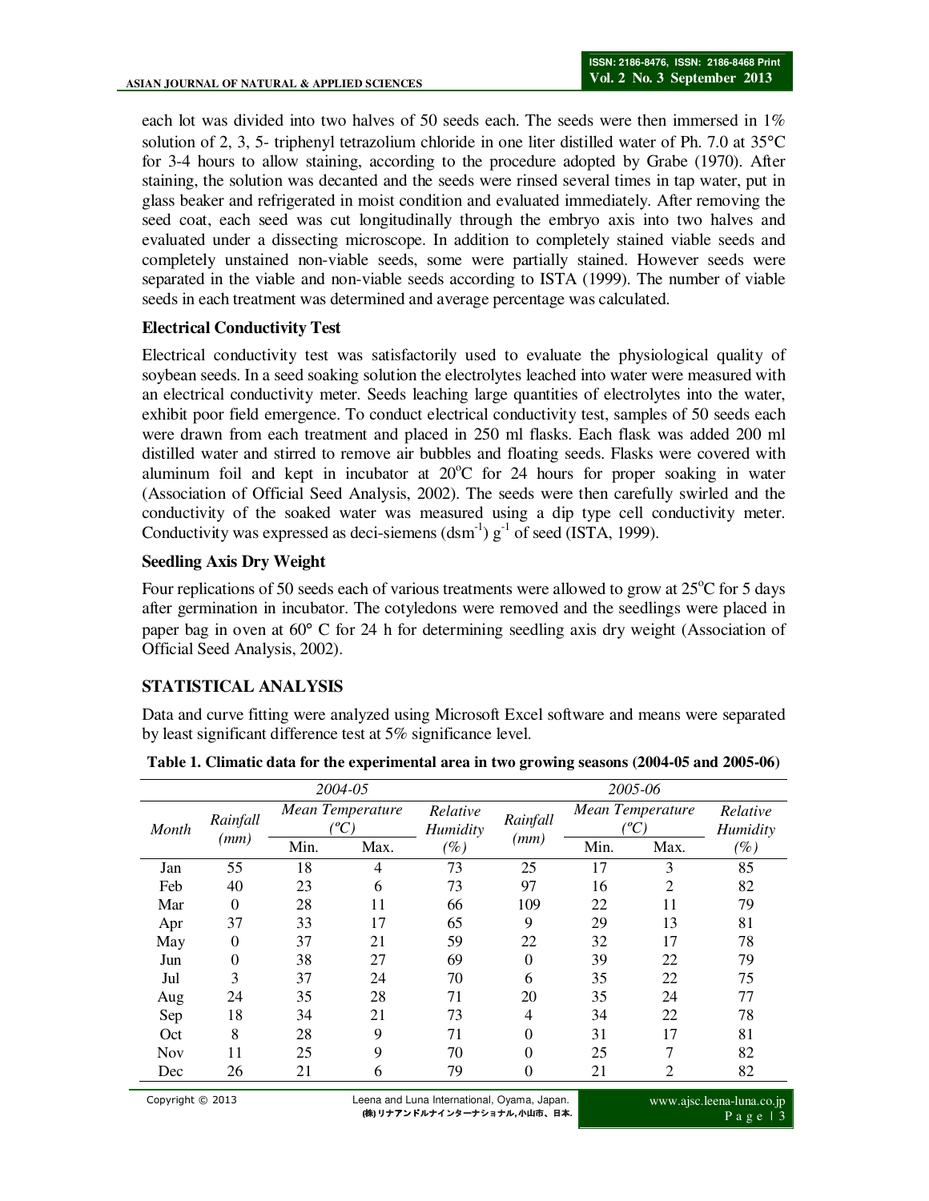each lot was divided into two halves of 50 seeds each. The seeds were then immersed in 1% solution of 2, 3, 5- triphenyl tetrazolium chloride in one liter distilled water of Ph. 7.0 at 35°C for 3-4 hours to allow staining, according to the procedure adopted by Grabe (1970). After staining, the solution was decanted and the seeds were rinsed several times in tap water, put in glass beaker and refrigerated in moist condition and evaluated immediately. After removing the seed coat, each seed was cut longitudinally through the embryo axis into two halves and evaluated under a dissecting microscope. In addition to completely stained viable seeds and completely unstained non-viable seeds, some were partially stained. However seeds were separated in the viable and non-viable seeds according to ISTA (1999). The number of viable seeds in each treatment was determined and average percentage was calculated.

### Electrical Conductivity Test

Electrical conductivity test was satisfactorily used to evaluate the physiological quality of soybean seeds. In a seed soaking solution the electrolytes leached into water were measured with an electrical conductivity meter. Seeds leaching large quantities of electrolytes into the water, exhibit poor field emergence. To conduct electrical conductivity test, samples of 50 seeds each were drawn from each treatment and placed in 250 ml flasks. Each flask was added 200 ml distilled water and stirred to remove air bubbles and floating seeds. Flasks were covered with aluminum foil and kept in incubator at 20°C for 24 hours for proper soaking in water (Association of Official Seed Analysis, 2002). The seeds were then carefully swirled and the conductivity of the soaked water was measured using a dip type cell conductivity meter. Conductivity was expressed as deci-siemens ($dsm^{-1}$) $g^{-1}$ of seed (ISTA, 1999).

### Seedling Axis Dry Weight

Four replications of 50 seeds each of various treatments were allowed to grow at 25°C for 5 days after germination in incubator. The cotyledons were removed and the seedlings were placed in paper bag in oven at 60° C for 24 h for determining seedling axis dry weight (Association of Official Seed Analysis, 2002).

## STATISTICAL ANALYSIS

Data and curve fitting were analyzed using Microsoft Excel software and means were separated by least significant difference test at 5% significance level.

**Table 1. Climatic data for the experimental area in two growing seasons (2004-05 and 2005-06)**

| | 2004-05 | | | | 2005-06 | | | |
|---|---|---|---|---|---|---|---|---|
| *Month* | *Rainfall (mm)* | *Mean Temperature (°C)* | | *Relative Humidity (%)* | *Rainfall (mm)* | *Mean Temperature (°C)* | | *Relative Humidity (%)* |
| | | Min. | Max. | | | Min. | Max. | |
| Jan | 55 | 18 | 4 | 73 | 25 | 17 | 3 | 85 |
| Feb | 40 | 23 | 6 | 73 | 97 | 16 | 2 | 82 |
| Mar | 0 | 28 | 11 | 66 | 109 | 22 | 11 | 79 |
| Apr | 37 | 33 | 17 | 65 | 9 | 29 | 13 | 81 |
| May | 0 | 37 | 21 | 59 | 22 | 32 | 17 | 78 |
| Jun | 0 | 38 | 27 | 69 | 0 | 39 | 22 | 79 |
| Jul | 3 | 37 | 24 | 70 | 6 | 35 | 22 | 75 |
| Aug | 24 | 35 | 28 | 71 | 20 | 35 | 24 | 77 |
| Sep | 18 | 34 | 21 | 73 | 4 | 34 | 22 | 78 |
| Oct | 8 | 28 | 9 | 71 | 0 | 31 | 17 | 81 |
| Nov | 11 | 25 | 9 | 70 | 0 | 25 | 7 | 82 |
| Dec | 26 | 21 | 6 | 79 | 0 | 21 | 2 | 82 |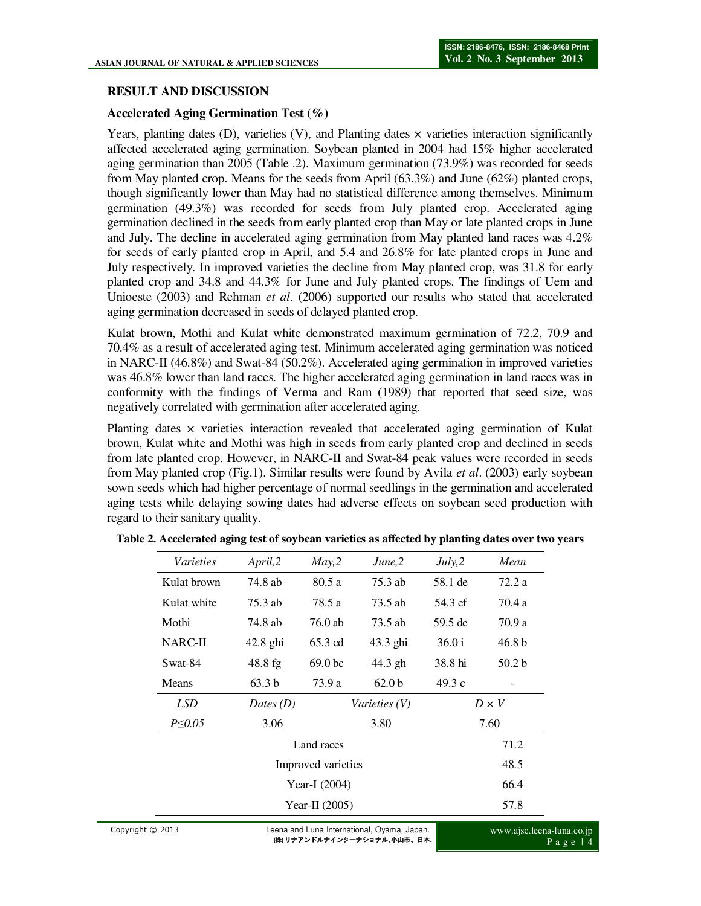## RESULT AND DISCUSSION

### Accelerated Aging Germination Test (%)

Years, planting dates (D), varieties (V), and Planting dates × varieties interaction significantly affected accelerated aging germination. Soybean planted in 2004 had 15% higher accelerated aging germination than 2005 (Table .2). Maximum germination (73.9%) was recorded for seeds from May planted crop. Means for the seeds from April (63.3%) and June (62%) planted crops, though significantly lower than May had no statistical difference among themselves. Minimum germination (49.3%) was recorded for seeds from July planted crop. Accelerated aging germination declined in the seeds from early planted crop than May or late planted crops in June and July. The decline in accelerated aging germination from May planted land races was 4.2% for seeds of early planted crop in April, and 5.4 and 26.8% for late planted crops in June and July respectively. In improved varieties the decline from May planted crop, was 31.8 for early planted crop and 34.8 and 44.3% for June and July planted crops. The findings of Uem and Unioeste (2003) and Rehman *et al*. (2006) supported our results who stated that accelerated aging germination decreased in seeds of delayed planted crop.

Kulat brown, Mothi and Kulat white demonstrated maximum germination of 72.2, 70.9 and 70.4% as a result of accelerated aging test. Minimum accelerated aging germination was noticed in NARC-II (46.8%) and Swat-84 (50.2%). Accelerated aging germination in improved varieties was 46.8% lower than land races. The higher accelerated aging germination in land races was in conformity with the findings of Verma and Ram (1989) that reported that seed size, was negatively correlated with germination after accelerated aging.

Planting dates × varieties interaction revealed that accelerated aging germination of Kulat brown, Kulat white and Mothi was high in seeds from early planted crop and declined in seeds from late planted crop. However, in NARC-II and Swat-84 peak values were recorded in seeds from May planted crop (Fig.1). Similar results were found by Avila *et al*. (2003) early soybean sown seeds which had higher percentage of normal seedlings in the germination and accelerated aging tests while delaying sowing dates had adverse effects on soybean seed production with regard to their sanitary quality.

**Table 2. Accelerated aging test of soybean varieties as affected by planting dates over two years**

| *Varieties* | *April,2* | *May,2* | *June,2* | *July,2* | *Mean* |
|---|---|---|---|---|---|
| Kulat brown | 74.8 ab | 80.5 a | 75.3 ab | 58.1 de | 72.2 a |
| Kulat white | 75.3 ab | 78.5 a | 73.5 ab | 54.3 ef | 70.4 a |
| Mothi | 74.8 ab | 76.0 ab | 73.5 ab | 59.5 de | 70.9 a |
| NARC-II | 42.8 ghi | 65.3 cd | 43.3 ghi | 36.0 i | 46.8 b |
| Swat-84 | 48.8 fg | 69.0 bc | 44.3 gh | 38.8 hi | 50.2 b |
| Means | 63.3 b | 73.9 a | 62.0 b | 49.3 c | - |
| *LSD* | *Dates (D)* | | *Varieties (V)* | | *D × V* |
| *P≤0.05* | 3.06 | | 3.80 | | 7.60 |
| | | Land races | | | 71.2 |
| | | Improved varieties | | | 48.5 |
| | | Year-I (2004) | | | 66.4 |
| | | Year-II (2005) | | | 57.8 |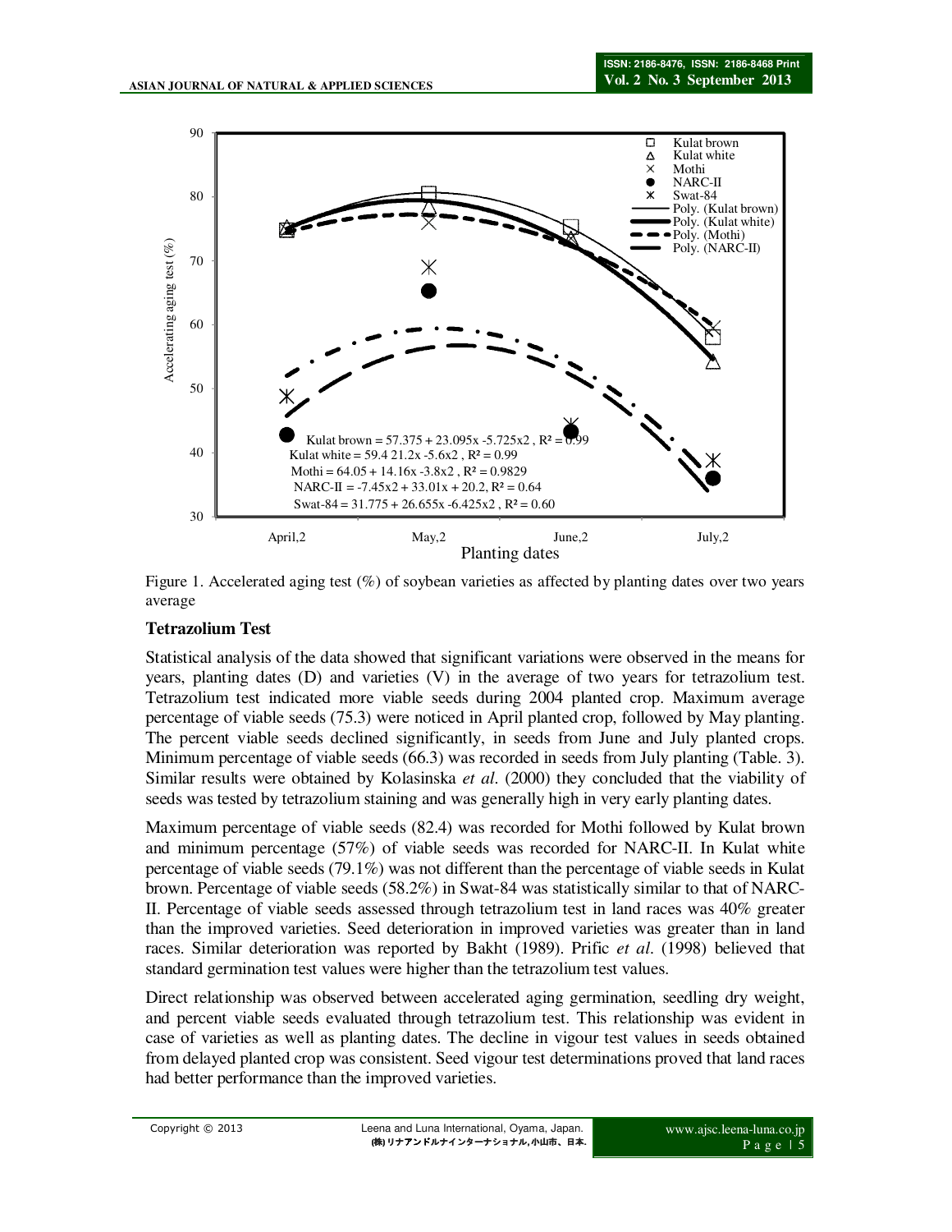Figure 1. Accelerated aging test (%) of soybean varieties as affected by planting dates over two years average

### Tetrazolium Test

Statistical analysis of the data showed that significant variations were observed in the means for years, planting dates (D) and varieties (V) in the average of two years for tetrazolium test. Tetrazolium test indicated more viable seeds during 2004 planted crop. Maximum average percentage of viable seeds (75.3) were noticed in April planted crop, followed by May planting. The percent viable seeds declined significantly, in seeds from June and July planted crops. Minimum percentage of viable seeds (66.3) was recorded in seeds from July planting (Table. 3). Similar results were obtained by Kolasinska *et al*. (2000) they concluded that the viability of seeds was tested by tetrazolium staining and was generally high in very early planting dates.

Maximum percentage of viable seeds (82.4) was recorded for Mothi followed by Kulat brown and minimum percentage (57%) of viable seeds was recorded for NARC-II. In Kulat white percentage of viable seeds (79.1%) was not different than the percentage of viable seeds in Kulat brown. Percentage of viable seeds (58.2%) in Swat-84 was statistically similar to that of NARC-II. Percentage of viable seeds assessed through tetrazolium test in land races was 40% greater than the improved varieties. Seed deterioration in improved varieties was greater than in land races. Similar deterioration was reported by Bakht (1989). Prific *et al*. (1998) believed that standard germination test values were higher than the tetrazolium test values.

Direct relationship was observed between accelerated aging germination, seedling dry weight, and percent viable seeds evaluated through tetrazolium test. This relationship was evident in case of varieties as well as planting dates. The decline in vigour test values in seeds obtained from delayed planted crop was consistent. Seed vigour test determinations proved that land races had better performance than the improved varieties.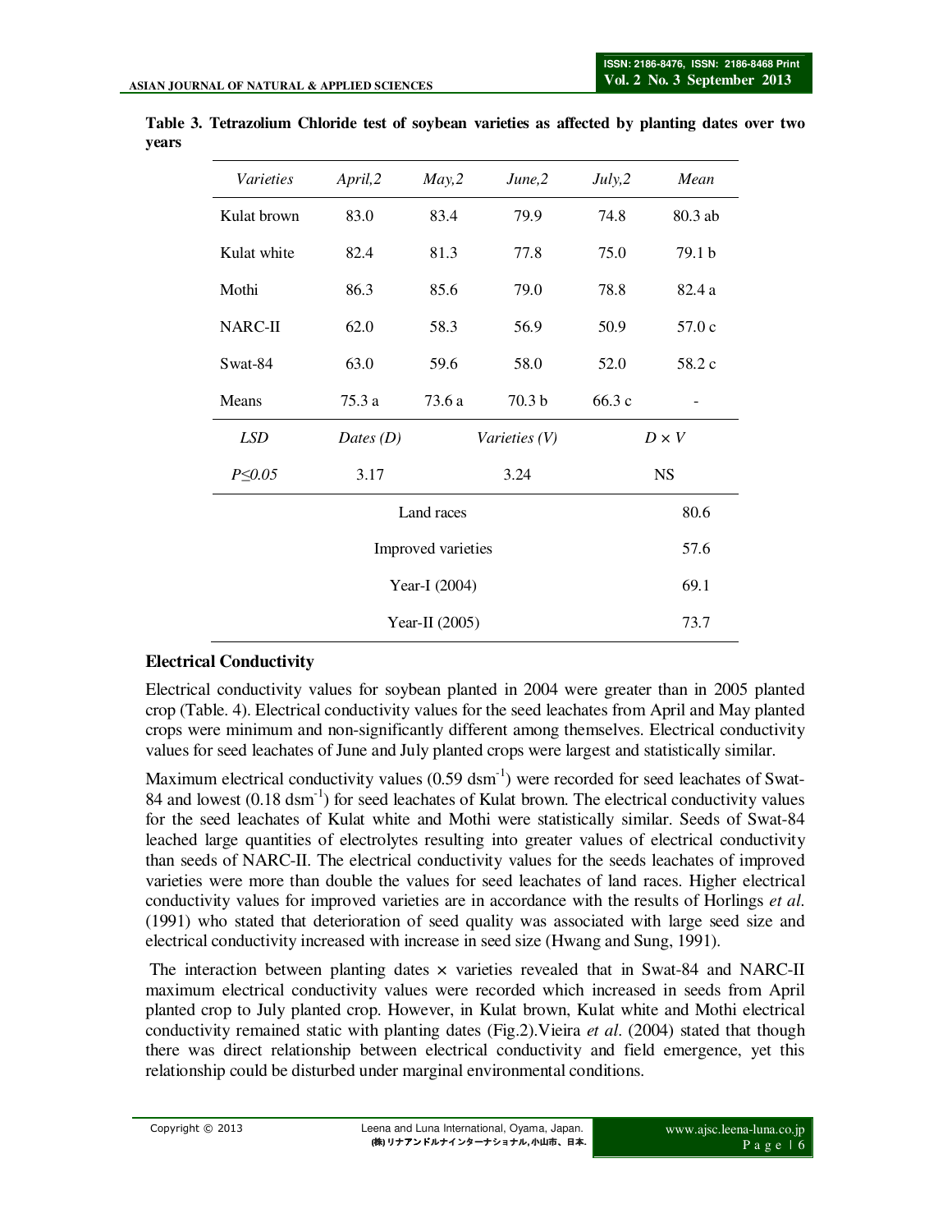**Table 3. Tetrazolium Chloride test of soybean varieties as affected by planting dates over two years**

| *Varieties* | *April,2* | *May,2* | *June,2* | *July,2* | *Mean* |
|---|---|---|---|---|---|
| Kulat brown | 83.0 | 83.4 | 79.9 | 74.8 | 80.3 ab |
| Kulat white | 82.4 | 81.3 | 77.8 | 75.0 | 79.1 b |
| Mothi | 86.3 | 85.6 | 79.0 | 78.8 | 82.4 a |
| NARC-II | 62.0 | 58.3 | 56.9 | 50.9 | 57.0 c |
| Swat-84 | 63.0 | 59.6 | 58.0 | 52.0 | 58.2 c |
| Means | 75.3 a | 73.6 a | 70.3 b | 66.3 c | - |
| *LSD* | *Dates (D)* | | *Varieties (V)* | | *D × V* |
| *P≤0.05* | 3.17 | | 3.24 | | NS |
| Land races | | | | | 80.6 |
| Improved varieties | | | | | 57.6 |
| Year-I (2004) | | | | | 69.1 |
| Year-II (2005) | | | | | 73.7 |

## Electrical Conductivity

Electrical conductivity values for soybean planted in 2004 were greater than in 2005 planted crop (Table. 4). Electrical conductivity values for the seed leachates from April and May planted crops were minimum and non-significantly different among themselves. Electrical conductivity values for seed leachates of June and July planted crops were largest and statistically similar.

Maximum electrical conductivity values (0.59 $dsm^{-1}$) were recorded for seed leachates of Swat-84 and lowest (0.18 $dsm^{-1}$) for seed leachates of Kulat brown. The electrical conductivity values for the seed leachates of Kulat white and Mothi were statistically similar. Seeds of Swat-84 leached large quantities of electrolytes resulting into greater values of electrical conductivity than seeds of NARC-II. The electrical conductivity values for the seeds leachates of improved varieties were more than double the values for seed leachates of land races. Higher electrical conductivity values for improved varieties are in accordance with the results of Horlings *et al.* (1991) who stated that deterioration of seed quality was associated with large seed size and electrical conductivity increased with increase in seed size (Hwang and Sung, 1991).

The interaction between planting dates × varieties revealed that in Swat-84 and NARC-II maximum electrical conductivity values were recorded which increased in seeds from April planted crop to July planted crop. However, in Kulat brown, Kulat white and Mothi electrical conductivity remained static with planting dates (Fig.2).Vieira *et al*. (2004) stated that though there was direct relationship between electrical conductivity and field emergence, yet this relationship could be disturbed under marginal environmental conditions.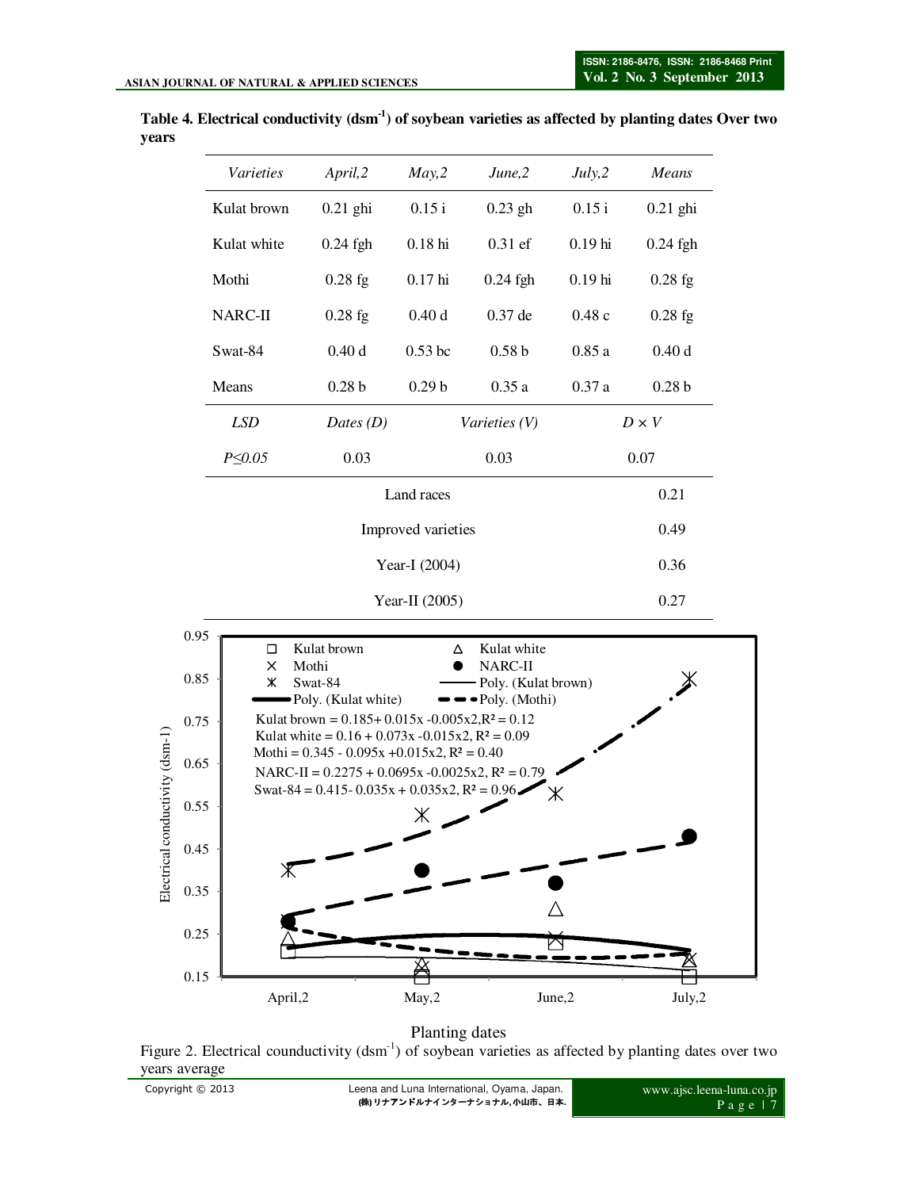**Table 4. Electrical conductivity ($dsm^{-1}$) of soybean varieties as affected by planting dates Over two years**

| *Varieties* | *April,2* | *May,2* | *June,2* | *July,2* | *Means* |
|---|---|---|---|---|---|
| Kulat brown | 0.21 ghi | 0.15 i | 0.23 gh | 0.15 i | 0.21 ghi |
| Kulat white | 0.24 fgh | 0.18 hi | 0.31 ef | 0.19 hi | 0.24 fgh |
| Mothi | 0.28 fg | 0.17 hi | 0.24 fgh | 0.19 hi | 0.28 fg |
| NARC-II | 0.28 fg | 0.40 d | 0.37 de | 0.48 c | 0.28 fg |
| Swat-84 | 0.40 d | 0.53 bc | 0.58 b | 0.85 a | 0.40 d |
| Means | 0.28 b | 0.29 b | 0.35 a | 0.37 a | 0.28 b |
| *LSD* | *Dates (D)* | | *Varieties (V)* | | *D × V* |
| *P≤0.05* | 0.03 | | 0.03 | | 0.07 |
| Land races | | | | | 0.21 |
| Improved varieties | | | | | 0.49 |
| Year-I (2004) | | | | | 0.36 |
| Year-II (2005) | | | | | 0.27 |

Kulat brown $= 0.185 + 0.015x - 0.005x^2, R^2 = 0.12$

Kulat white $= 0.16 + 0.073x - 0.015x^2, R^2 = 0.09$

Mothi $= 0.345 - 0.095x + 0.015x^2, R^2 = 0.40$

NARC-II $= 0.2275 + 0.0695x - 0.0025x^2, R^2 = 0.79$

Swat-84 $= 0.415 - 0.035x + 0.035x^2, R^2 = 0.96$

Figure 2. Electrical counductivity ($dsm^{-1}$) of soybean varieties as affected by planting dates over two years average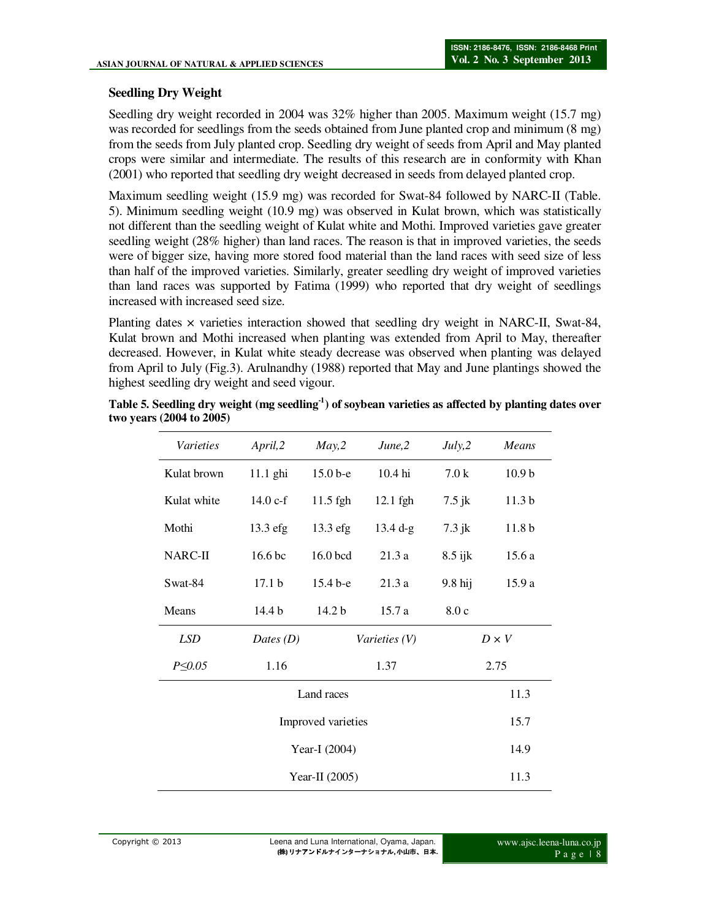### Seedling Dry Weight

Seedling dry weight recorded in 2004 was 32% higher than 2005. Maximum weight (15.7 mg) was recorded for seedlings from the seeds obtained from June planted crop and minimum (8 mg) from the seeds from July planted crop. Seedling dry weight of seeds from April and May planted crops were similar and intermediate. The results of this research are in conformity with Khan (2001) who reported that seedling dry weight decreased in seeds from delayed planted crop.

Maximum seedling weight (15.9 mg) was recorded for Swat-84 followed by NARC-II (Table. 5). Minimum seedling weight (10.9 mg) was observed in Kulat brown, which was statistically not different than the seedling weight of Kulat white and Mothi. Improved varieties gave greater seedling weight (28% higher) than land races. The reason is that in improved varieties, the seeds were of bigger size, having more stored food material than the land races with seed size of less than half of the improved varieties. Similarly, greater seedling dry weight of improved varieties than land races was supported by Fatima (1999) who reported that dry weight of seedlings increased with increased seed size.

Planting dates × varieties interaction showed that seedling dry weight in NARC-II, Swat-84, Kulat brown and Mothi increased when planting was extended from April to May, thereafter decreased. However, in Kulat white steady decrease was observed when planting was delayed from April to July (Fig.3). Arulnandhy (1988) reported that May and June plantings showed the highest seedling dry weight and seed vigour.

**Table 5. Seedling dry weight (mg seedling$^{-1}$) of soybean varieties as affected by planting dates over two years (2004 to 2005)**

| *Varieties* | *April,2* | *May,2* | *June,2* | *July,2* | *Means* |
|---|---|---|---|---|---|
| Kulat brown | 11.1 ghi | 15.0 b-e | 10.4 hi | 7.0 k | 10.9 b |
| Kulat white | 14.0 c-f | 11.5 fgh | 12.1 fgh | 7.5 jk | 11.3 b |
| Mothi | 13.3 efg | 13.3 efg | 13.4 d-g | 7.3 jk | 11.8 b |
| NARC-II | 16.6 bc | 16.0 bcd | 21.3 a | 8.5 ijk | 15.6 a |
| Swat-84 | 17.1 b | 15.4 b-e | 21.3 a | 9.8 hij | 15.9 a |
| Means | 14.4 b | 14.2 b | 15.7 a | 8.0 c | |
| *LSD* | *Dates (D)* | | *Varieties (V)* | | *D × V* |
| *P≤0.05* | 1.16 | | 1.37 | | 2.75 |
| | | Land races | | | 11.3 |
| | | Improved varieties | | | 15.7 |
| | | Year-I (2004) | | | 14.9 |
| | | Year-II (2005) | | | 11.3 |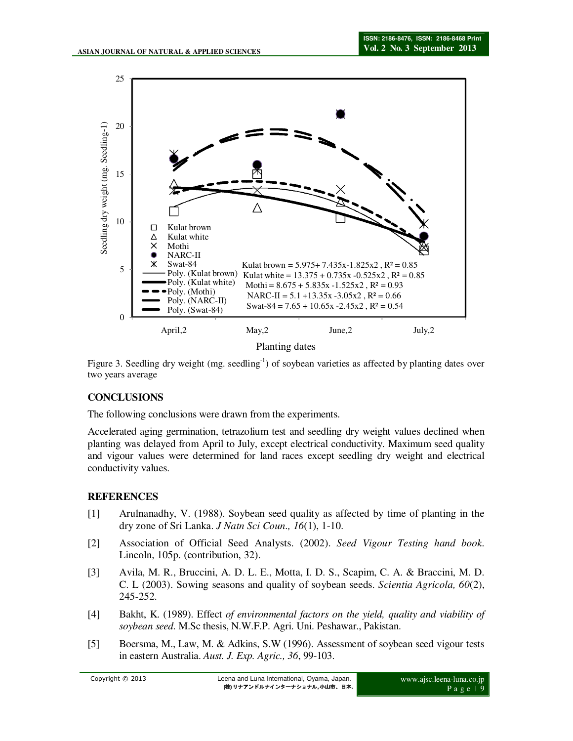Figure 3. Seedling dry weight (mg. seedling$^{-1}$) of soybean varieties as affected by planting dates over two years average

## CONCLUSIONS

The following conclusions were drawn from the experiments.

Accelerated aging germination, tetrazolium test and seedling dry weight values declined when planting was delayed from April to July, except electrical conductivity. Maximum seed quality and vigour values were determined for land races except seedling dry weight and electrical conductivity values.

## REFERENCES

[1] Arulnanadhy, V. (1988). Soybean seed quality as affected by time of planting in the dry zone of Sri Lanka. *J Natn Sci Coun., 16*(1), 1-10.

[2] Association of Official Seed Analysts. (2002). *Seed Vigour Testing hand book.* Lincoln, 105p. (contribution, 32).

[3] Avila, M. R., Bruccini, A. D. L. E., Motta, I. D. S., Scapim, C. A. & Braccini, M. D. C. L (2003). Sowing seasons and quality of soybean seeds. *Scientia Agricola, 60*(2), 245-252.

[4] Bakht, K. (1989). Effect *of environmental factors on the yield, quality and viability of soybean seed.* M.Sc thesis, N.W.F.P. Agri. Uni. Peshawar., Pakistan.

[5] Boersma, M., Law, M. & Adkins, S.W (1996). Assessment of soybean seed vigour tests in eastern Australia. *Aust. J. Exp. Agric., 36*, 99-103.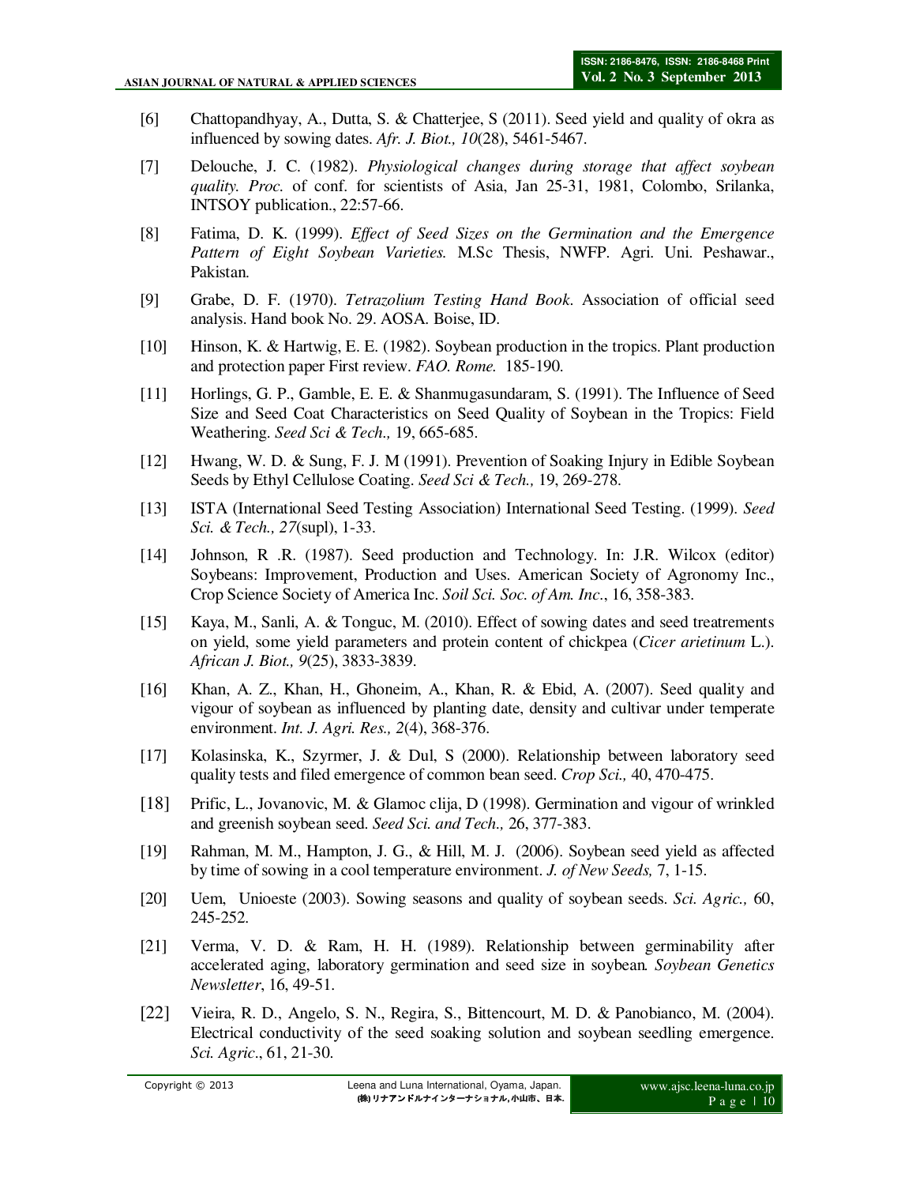[6] Chattopandhyay, A., Dutta, S. & Chatterjee, S (2011). Seed yield and quality of okra as influenced by sowing dates. *Afr. J. Biot., 10*(28), 5461-5467.

[7] Delouche, J. C. (1982). *Physiological changes during storage that affect soybean quality. Proc.* of conf. for scientists of Asia, Jan 25-31, 1981, Colombo, Srilanka, INTSOY publication., 22:57-66.

[8] Fatima, D. K. (1999). *Effect of Seed Sizes on the Germination and the Emergence Pattern of Eight Soybean Varieties.* M.Sc Thesis, NWFP. Agri. Uni. Peshawar., Pakistan.

[9] Grabe, D. F. (1970). *Tetrazolium Testing Hand Book*. Association of official seed analysis. Hand book No. 29. AOSA. Boise, ID.

[10] Hinson, K. & Hartwig, E. E. (1982). Soybean production in the tropics. Plant production and protection paper First review. *FAO. Rome.* 185-190.

[11] Horlings, G. P., Gamble, E. E. & Shanmugasundaram, S. (1991). The Influence of Seed Size and Seed Coat Characteristics on Seed Quality of Soybean in the Tropics: Field Weathering. *Seed Sci & Tech.,* 19, 665-685.

[12] Hwang, W. D. & Sung, F. J. M (1991). Prevention of Soaking Injury in Edible Soybean Seeds by Ethyl Cellulose Coating. *Seed Sci & Tech.,* 19, 269-278.

[13] ISTA (International Seed Testing Association) International Seed Testing. (1999). *Seed Sci. & Tech., 27*(supl), 1-33.

[14] Johnson, R .R. (1987). Seed production and Technology. In: J.R. Wilcox (editor) Soybeans: Improvement, Production and Uses. American Society of Agronomy Inc., Crop Science Society of America Inc. *Soil Sci. Soc. of Am. Inc*., 16, 358-383.

[15] Kaya, M., Sanli, A. & Tonguc, M. (2010). Effect of sowing dates and seed treatrements on yield, some yield parameters and protein content of chickpea (*Cicer arietinum* L.). *African J. Biot., 9*(25), 3833-3839.

[16] Khan, A. Z., Khan, H., Ghoneim, A., Khan, R. & Ebid, A. (2007). Seed quality and vigour of soybean as influenced by planting date, density and cultivar under temperate environment. *Int. J. Agri. Res., 2*(4), 368-376.

[17] Kolasinska, K., Szyrmer, J. & Dul, S (2000). Relationship between laboratory seed quality tests and filed emergence of common bean seed. *Crop Sci.,* 40, 470-475.

[18] Prific, L., Jovanovic, M. & Glamoc clija, D (1998). Germination and vigour of wrinkled and greenish soybean seed. *Seed Sci. and Tech.,* 26, 377-383.

[19] Rahman, M. M., Hampton, J. G., & Hill, M. J. (2006). Soybean seed yield as affected by time of sowing in a cool temperature environment. *J. of New Seeds,* 7, 1-15.

[20] Uem, Unioeste (2003). Sowing seasons and quality of soybean seeds. *Sci. Agric.,* 60, 245-252.

[21] Verma, V. D. & Ram, H. H. (1989). Relationship between germinability after accelerated aging, laboratory germination and seed size in soybean*. Soybean Genetics Newsletter*, 16, 49-51.

[22] Vieira, R. D., Angelo, S. N., Regira, S., Bittencourt, M. D. & Panobianco, M. (2004). Electrical conductivity of the seed soaking solution and soybean seedling emergence. *Sci. Agric*., 61, 21-30.